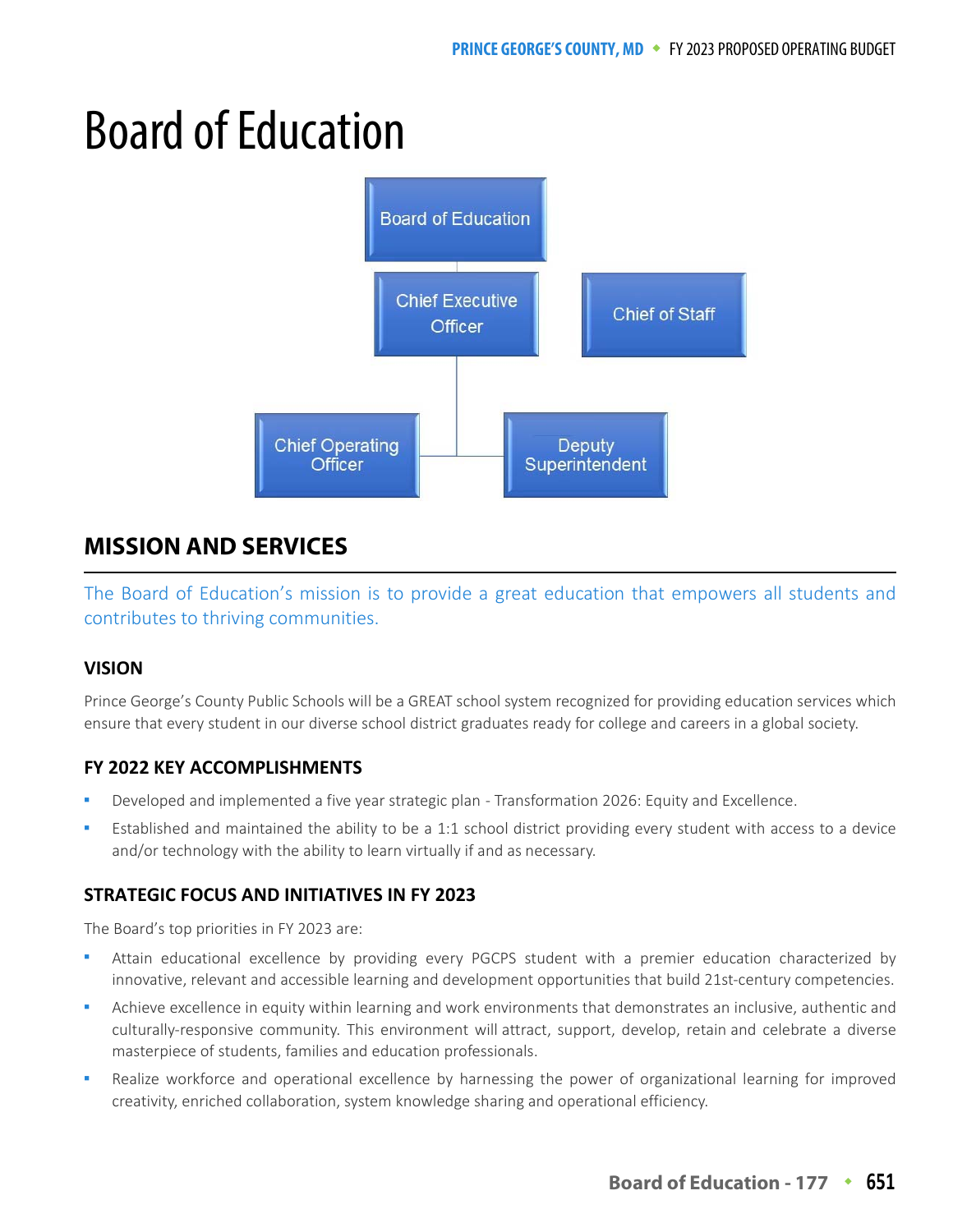# Board of Education

Board of Education

Chief Executive Officer

Chief of Staff

Chief Operating Officer

Deputy Superintendent

## MISSION AND SERVICES

The Board of Education's mission is to provide a great education that empowers all students and contributes to thriving communities.

### VISION

Prince George's County Public Schools will be a GREAT school system recognized for providing education services which ensure that every student in our diverse school district graduates ready for college and careers in a global society.

### FY 2022 KEY ACCOMPLISHMENTS

- Developed and implemented a five year strategic plan - Transformation 2026: Equity and Excellence.
- Established and maintained the ability to be a 1:1 school district providing every student with access to a device and/or technology with the ability to learn virtually if and as necessary.

### STRATEGIC FOCUS AND INITIATIVES IN FY 2023

The Board's top priorities in FY 2023 are:

- Attain educational excellence by providing every PGCPS student with a premier education characterized by innovative, relevant and accessible learning and development opportunities that build 21st-century competencies.
- Achieve excellence in equity within learning and work environments that demonstrates an inclusive, authentic and culturally-responsive community. This environment will attract, support, develop, retain and celebrate a diverse masterpiece of students, families and education professionals.
- Realize workforce and operational excellence by harnessing the power of organizational learning for improved creativity, enriched collaboration, system knowledge sharing and operational efficiency.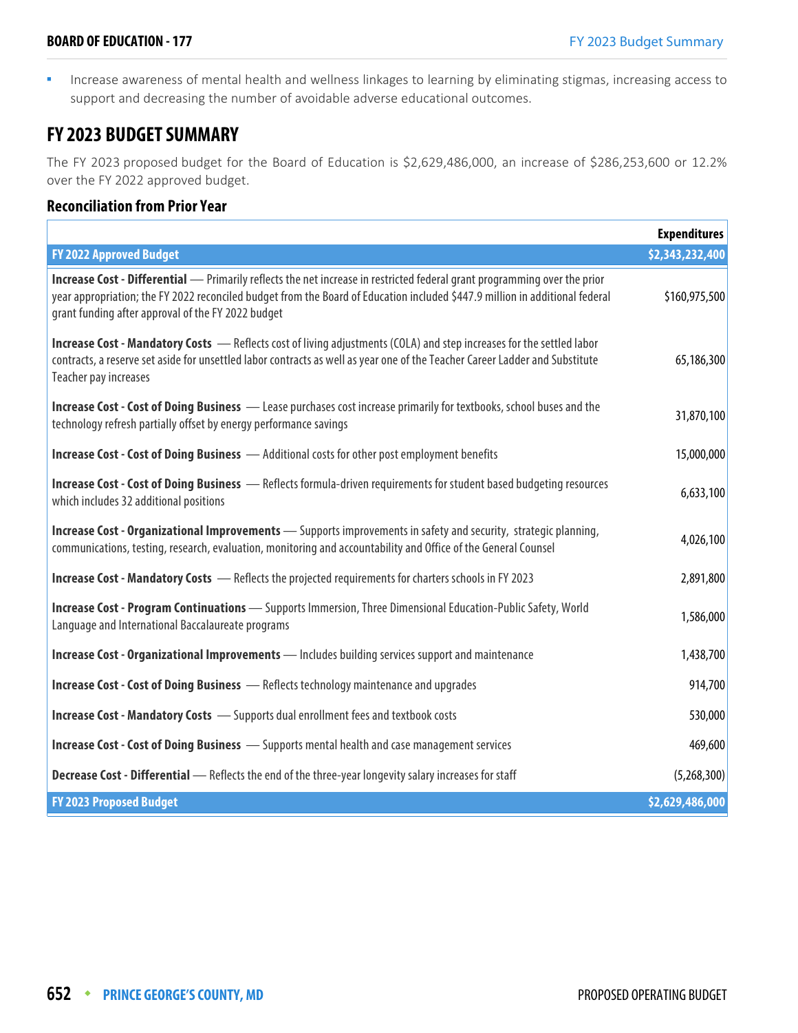- Increase awareness of mental health and wellness linkages to learning by eliminating stigmas, increasing access to support and decreasing the number of avoidable adverse educational outcomes.

## FY 2023 BUDGET SUMMARY

The FY 2023 proposed budget for the Board of Education is $2,629,486,000, an increase of $286,253,600 or 12.2% over the FY 2022 approved budget.

### Reconciliation from Prior Year

| | Expenditures |
|---|---|
| **FY 2022 Approved Budget** | **$2,343,232,400** |
| **Increase Cost - Differential** — Primarily reflects the net increase in restricted federal grant programming over the prior year appropriation; the FY 2022 reconciled budget from the Board of Education included $447.9 million in additional federal grant funding after approval of the FY 2022 budget | $160,975,500 |
| **Increase Cost - Mandatory Costs** — Reflects cost of living adjustments (COLA) and step increases for the settled labor contracts, a reserve set aside for unsettled labor contracts as well as year one of the Teacher Career Ladder and Substitute Teacher pay increases | 65,186,300 |
| **Increase Cost - Cost of Doing Business** — Lease purchases cost increase primarily for textbooks, school buses and the technology refresh partially offset by energy performance savings | 31,870,100 |
| **Increase Cost - Cost of Doing Business** — Additional costs for other post employment benefits | 15,000,000 |
| **Increase Cost - Cost of Doing Business** — Reflects formula-driven requirements for student based budgeting resources which includes 32 additional positions | 6,633,100 |
| **Increase Cost - Organizational Improvements** — Supports improvements in safety and security, strategic planning, communications, testing, research, evaluation, monitoring and accountability and Office of the General Counsel | 4,026,100 |
| **Increase Cost - Mandatory Costs** — Reflects the projected requirements for charters schools in FY 2023 | 2,891,800 |
| **Increase Cost - Program Continuations** — Supports Immersion, Three Dimensional Education-Public Safety, World Language and International Baccalaureate programs | 1,586,000 |
| **Increase Cost - Organizational Improvements** — Includes building services support and maintenance | 1,438,700 |
| **Increase Cost - Cost of Doing Business** — Reflects technology maintenance and upgrades | 914,700 |
| **Increase Cost - Mandatory Costs** — Supports dual enrollment fees and textbook costs | 530,000 |
| **Increase Cost - Cost of Doing Business** — Supports mental health and case management services | 469,600 |
| **Decrease Cost - Differential** — Reflects the end of the three-year longevity salary increases for staff | (5,268,300) |
| **FY 2023 Proposed Budget** | **$2,629,486,000** |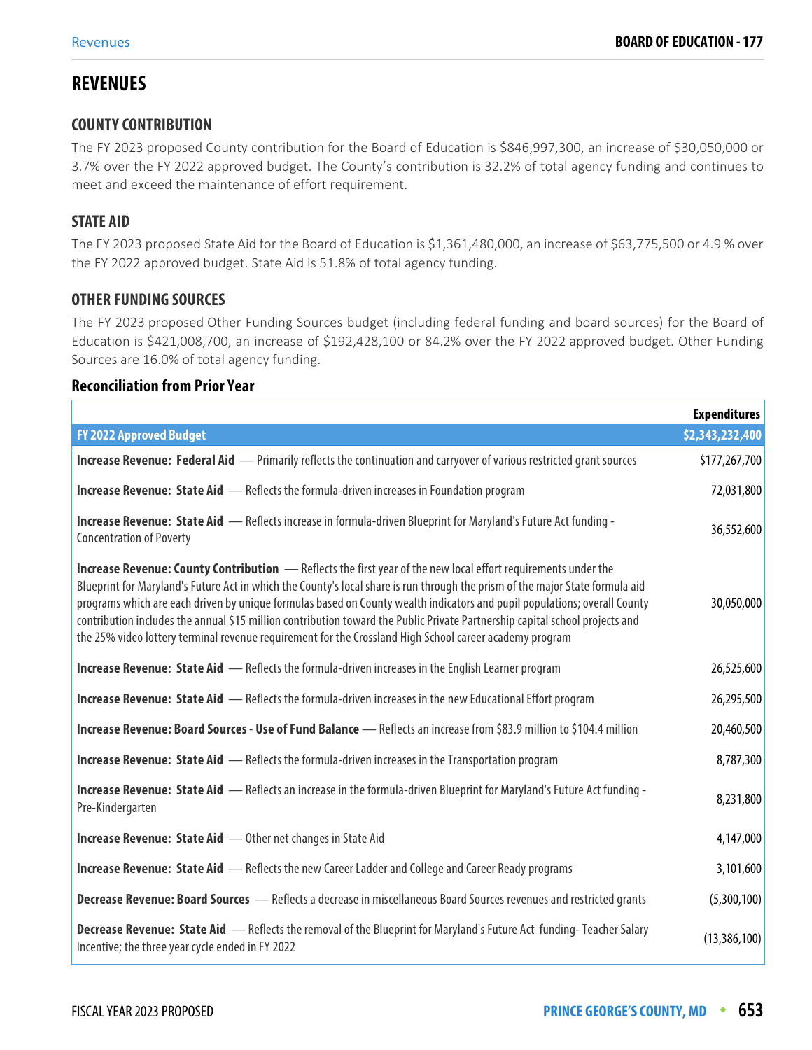# REVENUES

## COUNTY CONTRIBUTION

The FY 2023 proposed County contribution for the Board of Education is $846,997,300, an increase of $30,050,000 or 3.7% over the FY 2022 approved budget. The County's contribution is 32.2% of total agency funding and continues to meet and exceed the maintenance of effort requirement.

## STATE AID

The FY 2023 proposed State Aid for the Board of Education is $1,361,480,000, an increase of $63,775,500 or 4.9 % over the FY 2022 approved budget. State Aid is 51.8% of total agency funding.

## OTHER FUNDING SOURCES

The FY 2023 proposed Other Funding Sources budget (including federal funding and board sources) for the Board of Education is $421,008,700, an increase of $192,428,100 or 84.2% over the FY 2022 approved budget. Other Funding Sources are 16.0% of total agency funding.

### Reconciliation from Prior Year

| | Expenditures |
|---|---|
| **FY 2022 Approved Budget** | **$2,343,232,400** |
| **Increase Revenue: Federal Aid** — Primarily reflects the continuation and carryover of various restricted grant sources | $177,267,700 |
| **Increase Revenue: State Aid** — Reflects the formula-driven increases in Foundation program | 72,031,800 |
| **Increase Revenue: State Aid** — Reflects increase in formula-driven Blueprint for Maryland's Future Act funding - Concentration of Poverty | 36,552,600 |
| **Increase Revenue: County Contribution** — Reflects the first year of the new local effort requirements under the Blueprint for Maryland's Future Act in which the County's local share is run through the prism of the major State formula aid programs which are each driven by unique formulas based on County wealth indicators and pupil populations; overall County contribution includes the annual $15 million contribution toward the Public Private Partnership capital school projects and the 25% video lottery terminal revenue requirement for the Crossland High School career academy program | 30,050,000 |
| **Increase Revenue: State Aid** — Reflects the formula-driven increases in the English Learner program | 26,525,600 |
| **Increase Revenue: State Aid** — Reflects the formula-driven increases in the new Educational Effort program | 26,295,500 |
| **Increase Revenue: Board Sources - Use of Fund Balance** — Reflects an increase from $83.9 million to $104.4 million | 20,460,500 |
| **Increase Revenue: State Aid** — Reflects the formula-driven increases in the Transportation program | 8,787,300 |
| **Increase Revenue: State Aid** — Reflects an increase in the formula-driven Blueprint for Maryland's Future Act funding - Pre-Kindergarten | 8,231,800 |
| **Increase Revenue: State Aid** — Other net changes in State Aid | 4,147,000 |
| **Increase Revenue: State Aid** — Reflects the new Career Ladder and College and Career Ready programs | 3,101,600 |
| **Decrease Revenue: Board Sources** — Reflects a decrease in miscellaneous Board Sources revenues and restricted grants | (5,300,100) |
| **Decrease Revenue: State Aid** — Reflects the removal of the Blueprint for Maryland's Future Act funding- Teacher Salary Incentive; the three year cycle ended in FY 2022 | (13,386,100) |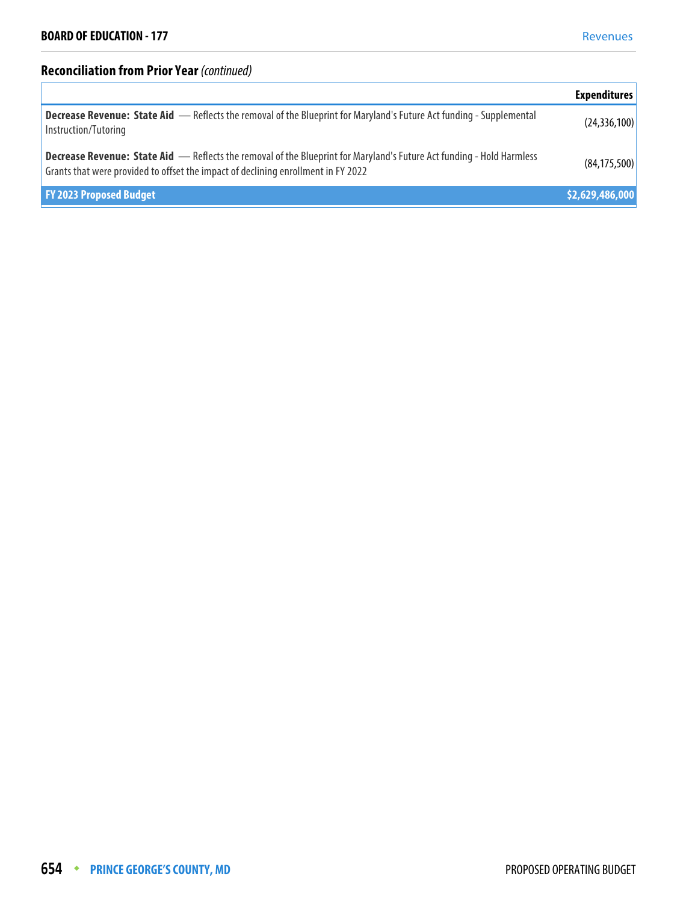## Reconciliation from Prior Year *(continued)*

| | Expenditures |
|---|---|
| **Decrease Revenue: State Aid** — Reflects the removal of the Blueprint for Maryland's Future Act funding - Supplemental Instruction/Tutoring | (24,336,100) |
| **Decrease Revenue: State Aid** — Reflects the removal of the Blueprint for Maryland's Future Act funding - Hold Harmless Grants that were provided to offset the impact of declining enrollment in FY 2022 | (84,175,500) |
| **FY 2023 Proposed Budget** | **$2,629,486,000** |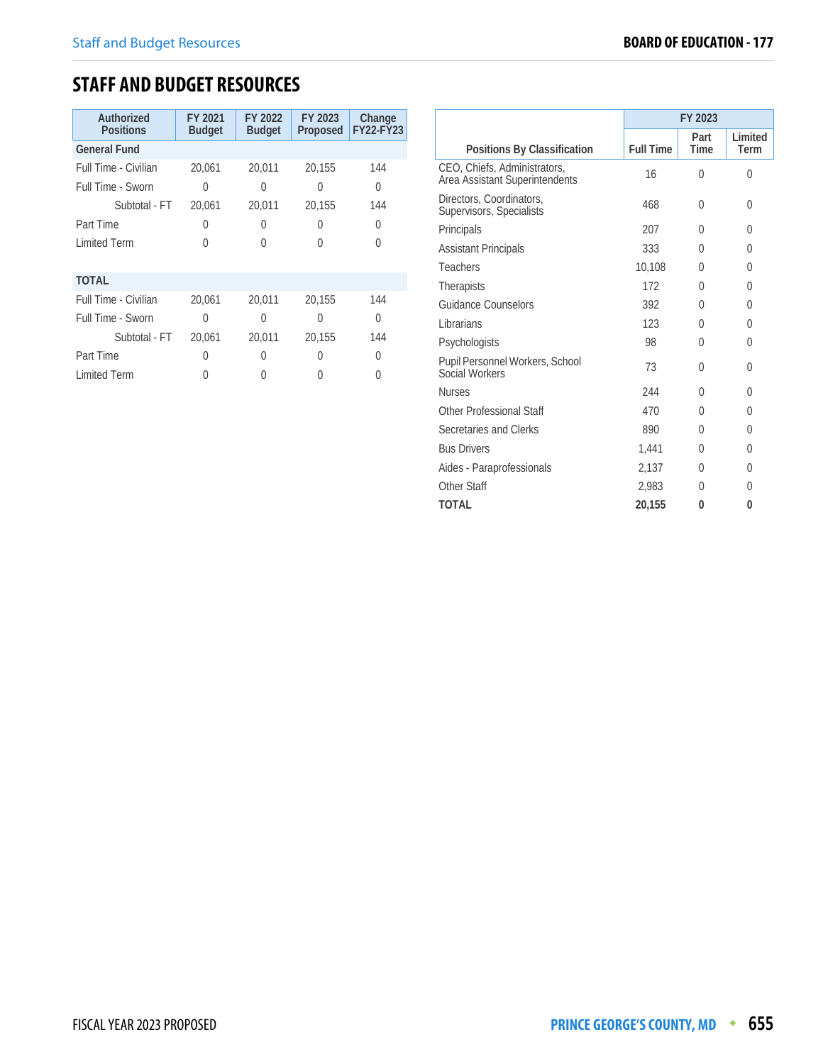# STAFF AND BUDGET RESOURCES

| Authorized Positions | FY 2021 Budget | FY 2022 Budget | FY 2023 Proposed | Change FY22-FY23 |
|---|---|---|---|---|
| **General Fund** | | | | |
| Full Time - Civilian | 20,061 | 20,011 | 20,155 | 144 |
| Full Time - Sworn | 0 | 0 | 0 | 0 |
| Subtotal - FT | 20,061 | 20,011 | 20,155 | 144 |
| Part Time | 0 | 0 | 0 | 0 |
| Limited Term | 0 | 0 | 0 | 0 |
| **TOTAL** | | | | |
| Full Time - Civilian | 20,061 | 20,011 | 20,155 | 144 |
| Full Time - Sworn | 0 | 0 | 0 | 0 |
| Subtotal - FT | 20,061 | 20,011 | 20,155 | 144 |
| Part Time | 0 | 0 | 0 | 0 |
| Limited Term | 0 | 0 | 0 | 0 |

| Positions By Classification | FY 2023 | | |
|---|---|---|---|
| | Full Time | Part Time | Limited Term |
| CEO, Chiefs, Administrators, Area Assistant Superintendents | 16 | 0 | 0 |
| Directors, Coordinators, Supervisors, Specialists | 468 | 0 | 0 |
| Principals | 207 | 0 | 0 |
| Assistant Principals | 333 | 0 | 0 |
| Teachers | 10,108 | 0 | 0 |
| Therapists | 172 | 0 | 0 |
| Guidance Counselors | 392 | 0 | 0 |
| Librarians | 123 | 0 | 0 |
| Psychologists | 98 | 0 | 0 |
| Pupil Personnel Workers, School Social Workers | 73 | 0 | 0 |
| Nurses | 244 | 0 | 0 |
| Other Professional Staff | 470 | 0 | 0 |
| Secretaries and Clerks | 890 | 0 | 0 |
| Bus Drivers | 1,441 | 0 | 0 |
| Aides - Paraprofessionals | 2,137 | 0 | 0 |
| Other Staff | 2,983 | 0 | 0 |
| **TOTAL** | **20,155** | **0** | **0** |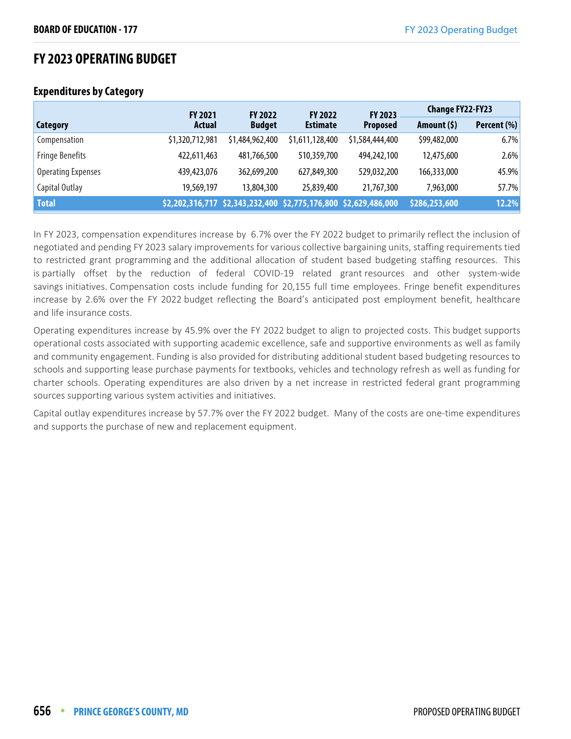## FY 2023 OPERATING BUDGET

### Expenditures by Category

| Category | FY 2021 Actual | FY 2022 Budget | FY 2022 Estimate | FY 2023 Proposed | Change FY22-FY23 | |
|---|---|---|---|---|---|---|
| | | | | | Amount ($) | Percent (%) |
| Compensation | $1,320,712,981 | $1,484,962,400 | $1,611,128,400 | $1,584,444,400 | $99,482,000 | 6.7% |
| Fringe Benefits | 422,611,463 | 481,766,500 | 510,359,700 | 494,242,100 | 12,475,600 | 2.6% |
| Operating Expenses | 439,423,076 | 362,699,200 | 627,849,300 | 529,032,200 | 166,333,000 | 45.9% |
| Capital Outlay | 19,569,197 | 13,804,300 | 25,839,400 | 21,767,300 | 7,963,000 | 57.7% |
| **Total** | **$2,202,316,717** | **$2,343,232,400** | **$2,775,176,800** | **$2,629,486,000** | **$286,253,600** | **12.2%** |

In FY 2023, compensation expenditures increase by 6.7% over the FY 2022 budget to primarily reflect the inclusion of negotiated and pending FY 2023 salary improvements for various collective bargaining units, staffing requirements tied to restricted grant programming and the additional allocation of student based budgeting staffing resources. This is partially offset by the reduction of federal COVID-19 related grant resources and other system-wide savings initiatives. Compensation costs include funding for 20,155 full time employees. Fringe benefit expenditures increase by 2.6% over the FY 2022 budget reflecting the Board's anticipated post employment benefit, healthcare and life insurance costs.

Operating expenditures increase by 45.9% over the FY 2022 budget to align to projected costs. This budget supports operational costs associated with supporting academic excellence, safe and supportive environments as well as family and community engagement. Funding is also provided for distributing additional student based budgeting resources to schools and supporting lease purchase payments for textbooks, vehicles and technology refresh as well as funding for charter schools. Operating expenditures are also driven by a net increase in restricted federal grant programming sources supporting various system activities and initiatives.

Capital outlay expenditures increase by 57.7% over the FY 2022 budget. Many of the costs are one-time expenditures and supports the purchase of new and replacement equipment.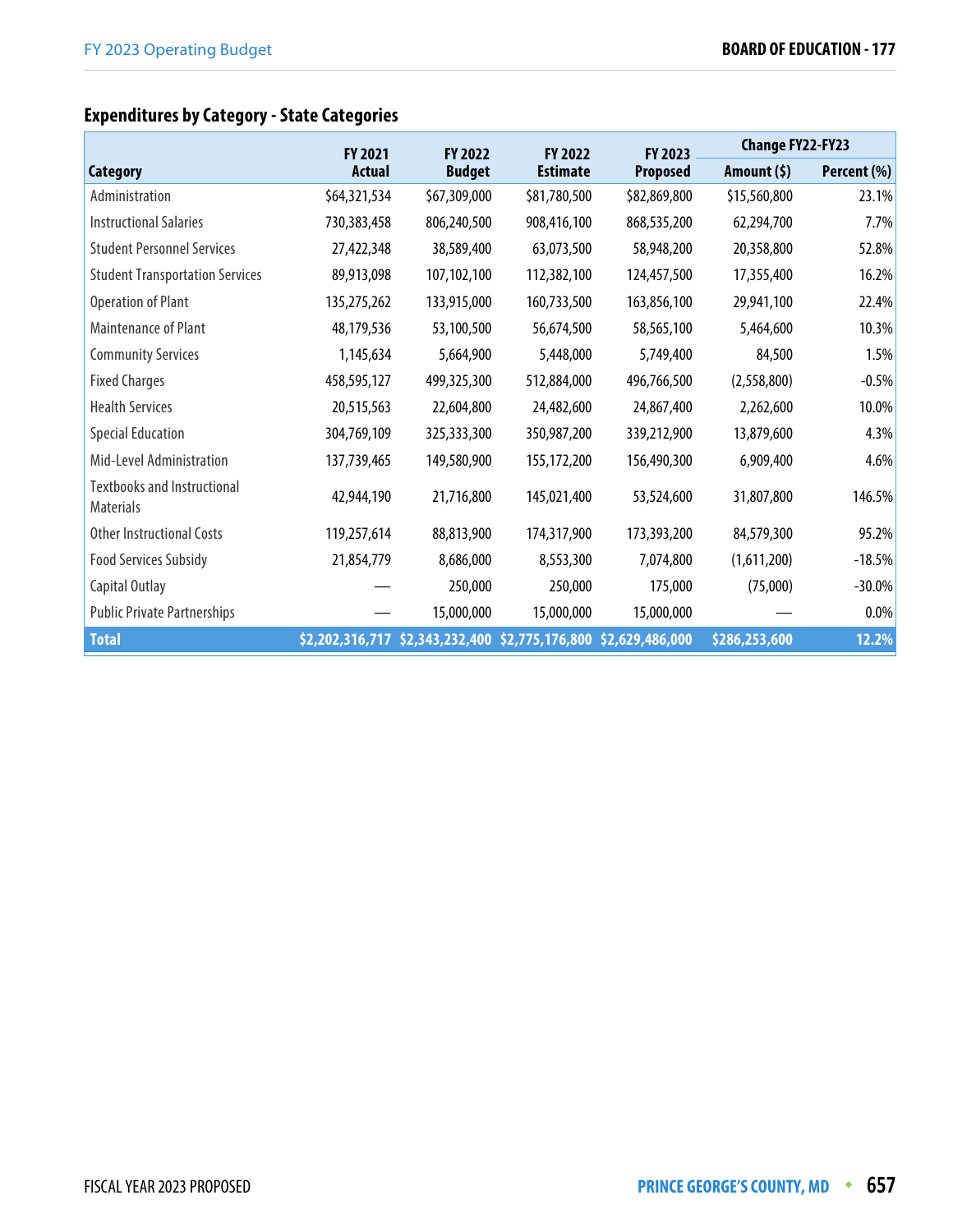## Expenditures by Category - State Categories

| Category | FY 2021 Actual | FY 2022 Budget | FY 2022 Estimate | FY 2023 Proposed | Change FY22-FY23 | |
|---|---|---|---|---|---|---|
| | | | | | Amount ($) | Percent (%) |
| Administration | $64,321,534 | $67,309,000 | $81,780,500 | $82,869,800 | $15,560,800 | 23.1% |
| Instructional Salaries | 730,383,458 | 806,240,500 | 908,416,100 | 868,535,200 | 62,294,700 | 7.7% |
| Student Personnel Services | 27,422,348 | 38,589,400 | 63,073,500 | 58,948,200 | 20,358,800 | 52.8% |
| Student Transportation Services | 89,913,098 | 107,102,100 | 112,382,100 | 124,457,500 | 17,355,400 | 16.2% |
| Operation of Plant | 135,275,262 | 133,915,000 | 160,733,500 | 163,856,100 | 29,941,100 | 22.4% |
| Maintenance of Plant | 48,179,536 | 53,100,500 | 56,674,500 | 58,565,100 | 5,464,600 | 10.3% |
| Community Services | 1,145,634 | 5,664,900 | 5,448,000 | 5,749,400 | 84,500 | 1.5% |
| Fixed Charges | 458,595,127 | 499,325,300 | 512,884,000 | 496,766,500 | (2,558,800) | -0.5% |
| Health Services | 20,515,563 | 22,604,800 | 24,482,600 | 24,867,400 | 2,262,600 | 10.0% |
| Special Education | 304,769,109 | 325,333,300 | 350,987,200 | 339,212,900 | 13,879,600 | 4.3% |
| Mid-Level Administration | 137,739,465 | 149,580,900 | 155,172,200 | 156,490,300 | 6,909,400 | 4.6% |
| Textbooks and Instructional Materials | 42,944,190 | 21,716,800 | 145,021,400 | 53,524,600 | 31,807,800 | 146.5% |
| Other Instructional Costs | 119,257,614 | 88,813,900 | 174,317,900 | 173,393,200 | 84,579,300 | 95.2% |
| Food Services Subsidy | 21,854,779 | 8,686,000 | 8,553,300 | 7,074,800 | (1,611,200) | -18.5% |
| Capital Outlay | — | 250,000 | 250,000 | 175,000 | (75,000) | -30.0% |
| Public Private Partnerships | — | 15,000,000 | 15,000,000 | 15,000,000 | — | 0.0% |
| **Total** | **$2,202,316,717** | **$2,343,232,400** | **$2,775,176,800** | **$2,629,486,000** | **$286,253,600** | **12.2%** |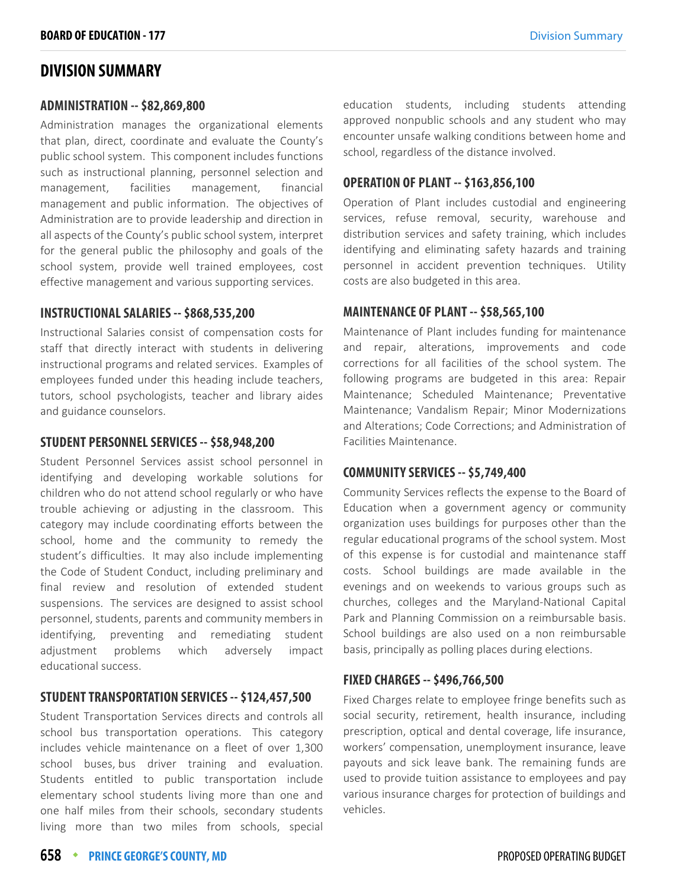## DIVISION SUMMARY

### ADMINISTRATION -- $82,869,800

Administration manages the organizational elements that plan, direct, coordinate and evaluate the County's public school system. This component includes functions such as instructional planning, personnel selection and management, facilities management, financial management and public information. The objectives of Administration are to provide leadership and direction in all aspects of the County's public school system, interpret for the general public the philosophy and goals of the school system, provide well trained employees, cost effective management and various supporting services.

### INSTRUCTIONAL SALARIES -- $868,535,200

Instructional Salaries consist of compensation costs for staff that directly interact with students in delivering instructional programs and related services. Examples of employees funded under this heading include teachers, tutors, school psychologists, teacher and library aides and guidance counselors.

### STUDENT PERSONNEL SERVICES -- $58,948,200

Student Personnel Services assist school personnel in identifying and developing workable solutions for children who do not attend school regularly or who have trouble achieving or adjusting in the classroom. This category may include coordinating efforts between the school, home and the community to remedy the student's difficulties. It may also include implementing the Code of Student Conduct, including preliminary and final review and resolution of extended student suspensions. The services are designed to assist school personnel, students, parents and community members in identifying, preventing and remediating student adjustment problems which adversely impact educational success.

### STUDENT TRANSPORTATION SERVICES -- $124,457,500

Student Transportation Services directs and controls all school bus transportation operations. This category includes vehicle maintenance on a fleet of over 1,300 school buses, bus driver training and evaluation. Students entitled to public transportation include elementary school students living more than one and one half miles from their schools, secondary students living more than two miles from schools, special education students, including students attending approved nonpublic schools and any student who may encounter unsafe walking conditions between home and school, regardless of the distance involved.

### OPERATION OF PLANT -- $163,856,100

Operation of Plant includes custodial and engineering services, refuse removal, security, warehouse and distribution services and safety training, which includes identifying and eliminating safety hazards and training personnel in accident prevention techniques. Utility costs are also budgeted in this area.

### MAINTENANCE OF PLANT -- $58,565,100

Maintenance of Plant includes funding for maintenance and repair, alterations, improvements and code corrections for all facilities of the school system. The following programs are budgeted in this area: Repair Maintenance; Scheduled Maintenance; Preventative Maintenance; Vandalism Repair; Minor Modernizations and Alterations; Code Corrections; and Administration of Facilities Maintenance.

### COMMUNITY SERVICES -- $5,749,400

Community Services reflects the expense to the Board of Education when a government agency or community organization uses buildings for purposes other than the regular educational programs of the school system. Most of this expense is for custodial and maintenance staff costs. School buildings are made available in the evenings and on weekends to various groups such as churches, colleges and the Maryland-National Capital Park and Planning Commission on a reimbursable basis. School buildings are also used on a non reimbursable basis, principally as polling places during elections.

### FIXED CHARGES -- $496,766,500

Fixed Charges relate to employee fringe benefits such as social security, retirement, health insurance, including prescription, optical and dental coverage, life insurance, workers' compensation, unemployment insurance, leave payouts and sick leave bank. The remaining funds are used to provide tuition assistance to employees and pay various insurance charges for protection of buildings and vehicles.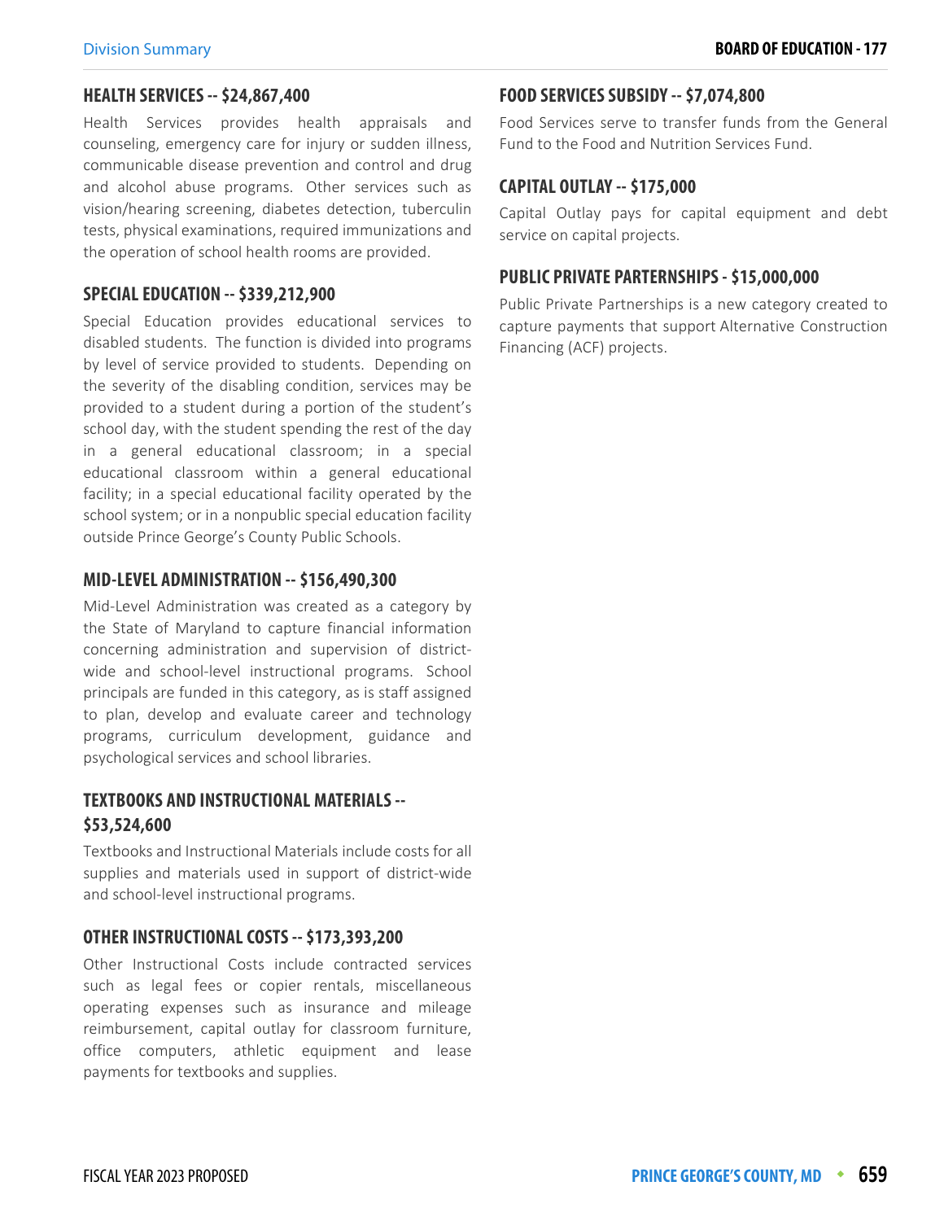### HEALTH SERVICES -- $24,867,400

Health Services provides health appraisals and counseling, emergency care for injury or sudden illness, communicable disease prevention and control and drug and alcohol abuse programs. Other services such as vision/hearing screening, diabetes detection, tuberculin tests, physical examinations, required immunizations and the operation of school health rooms are provided.

### SPECIAL EDUCATION -- $339,212,900

Special Education provides educational services to disabled students. The function is divided into programs by level of service provided to students. Depending on the severity of the disabling condition, services may be provided to a student during a portion of the student's school day, with the student spending the rest of the day in a general educational classroom; in a special educational classroom within a general educational facility; in a special educational facility operated by the school system; or in a nonpublic special education facility outside Prince George's County Public Schools.

### MID-LEVEL ADMINISTRATION -- $156,490,300

Mid-Level Administration was created as a category by the State of Maryland to capture financial information concerning administration and supervision of district-wide and school-level instructional programs. School principals are funded in this category, as is staff assigned to plan, develop and evaluate career and technology programs, curriculum development, guidance and psychological services and school libraries.

### TEXTBOOKS AND INSTRUCTIONAL MATERIALS -- $53,524,600

Textbooks and Instructional Materials include costs for all supplies and materials used in support of district-wide and school-level instructional programs.

### OTHER INSTRUCTIONAL COSTS -- $173,393,200

Other Instructional Costs include contracted services such as legal fees or copier rentals, miscellaneous operating expenses such as insurance and mileage reimbursement, capital outlay for classroom furniture, office computers, athletic equipment and lease payments for textbooks and supplies.

### FOOD SERVICES SUBSIDY -- $7,074,800

Food Services serve to transfer funds from the General Fund to the Food and Nutrition Services Fund.

### CAPITAL OUTLAY -- $175,000

Capital Outlay pays for capital equipment and debt service on capital projects.

### PUBLIC PRIVATE PARTERNSHIPS - $15,000,000

Public Private Partnerships is a new category created to capture payments that support Alternative Construction Financing (ACF) projects.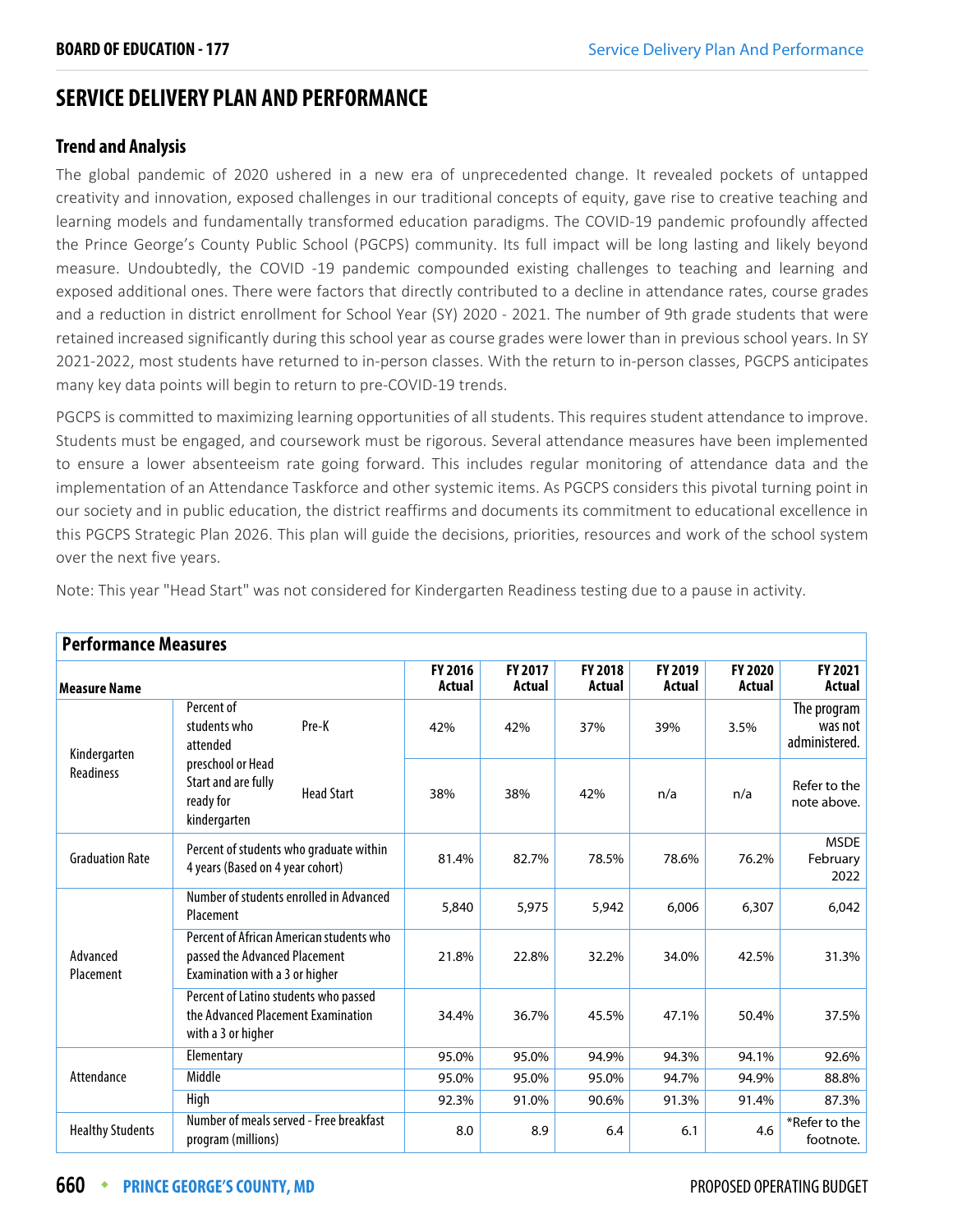## SERVICE DELIVERY PLAN AND PERFORMANCE

### Trend and Analysis

The global pandemic of 2020 ushered in a new era of unprecedented change. It revealed pockets of untapped creativity and innovation, exposed challenges in our traditional concepts of equity, gave rise to creative teaching and learning models and fundamentally transformed education paradigms. The COVID-19 pandemic profoundly affected the Prince George's County Public School (PGCPS) community. Its full impact will be long lasting and likely beyond measure. Undoubtedly, the COVID -19 pandemic compounded existing challenges to teaching and learning and exposed additional ones. There were factors that directly contributed to a decline in attendance rates, course grades and a reduction in district enrollment for School Year (SY) 2020 - 2021. The number of 9th grade students that were retained increased significantly during this school year as course grades were lower than in previous school years. In SY 2021-2022, most students have returned to in-person classes. With the return to in-person classes, PGCPS anticipates many key data points will begin to return to pre-COVID-19 trends.

PGCPS is committed to maximizing learning opportunities of all students. This requires student attendance to improve. Students must be engaged, and coursework must be rigorous. Several attendance measures have been implemented to ensure a lower absenteeism rate going forward. This includes regular monitoring of attendance data and the implementation of an Attendance Taskforce and other systemic items. As PGCPS considers this pivotal turning point in our society and in public education, the district reaffirms and documents its commitment to educational excellence in this PGCPS Strategic Plan 2026. This plan will guide the decisions, priorities, resources and work of the school system over the next five years.

Note: This year "Head Start" was not considered for Kindergarten Readiness testing due to a pause in activity.

| Measure Name | | | FY 2016 Actual | FY 2017 Actual | FY 2018 Actual | FY 2019 Actual | FY 2020 Actual | FY 2021 Actual |
|---|---|---|---|---|---|---|---|---|
| Kindergarten Readiness | Percent of students who attended preschool or Head Start and are fully ready for kindergarten | Pre-K | 42% | 42% | 37% | 39% | 3.5% | The program was not administered. |
| | | Head Start | 38% | 38% | 42% | n/a | n/a | Refer to the note above. |
| Graduation Rate | Percent of students who graduate within 4 years (Based on 4 year cohort) | | 81.4% | 82.7% | 78.5% | 78.6% | 76.2% | MSDE February 2022 |
| Advanced Placement | Number of students enrolled in Advanced Placement | | 5,840 | 5,975 | 5,942 | 6,006 | 6,307 | 6,042 |
| | Percent of African American students who passed the Advanced Placement Examination with a 3 or higher | | 21.8% | 22.8% | 32.2% | 34.0% | 42.5% | 31.3% |
| | Percent of Latino students who passed the Advanced Placement Examination with a 3 or higher | | 34.4% | 36.7% | 45.5% | 47.1% | 50.4% | 37.5% |
| Attendance | Elementary | | 95.0% | 95.0% | 94.9% | 94.3% | 94.1% | 92.6% |
| | Middle | | 95.0% | 95.0% | 95.0% | 94.7% | 94.9% | 88.8% |
| | High | | 92.3% | 91.0% | 90.6% | 91.3% | 91.4% | 87.3% |
| Healthy Students | Number of meals served - Free breakfast program (millions) | | 8.0 | 8.9 | 6.4 | 6.1 | 4.6 | *Refer to the footnote. |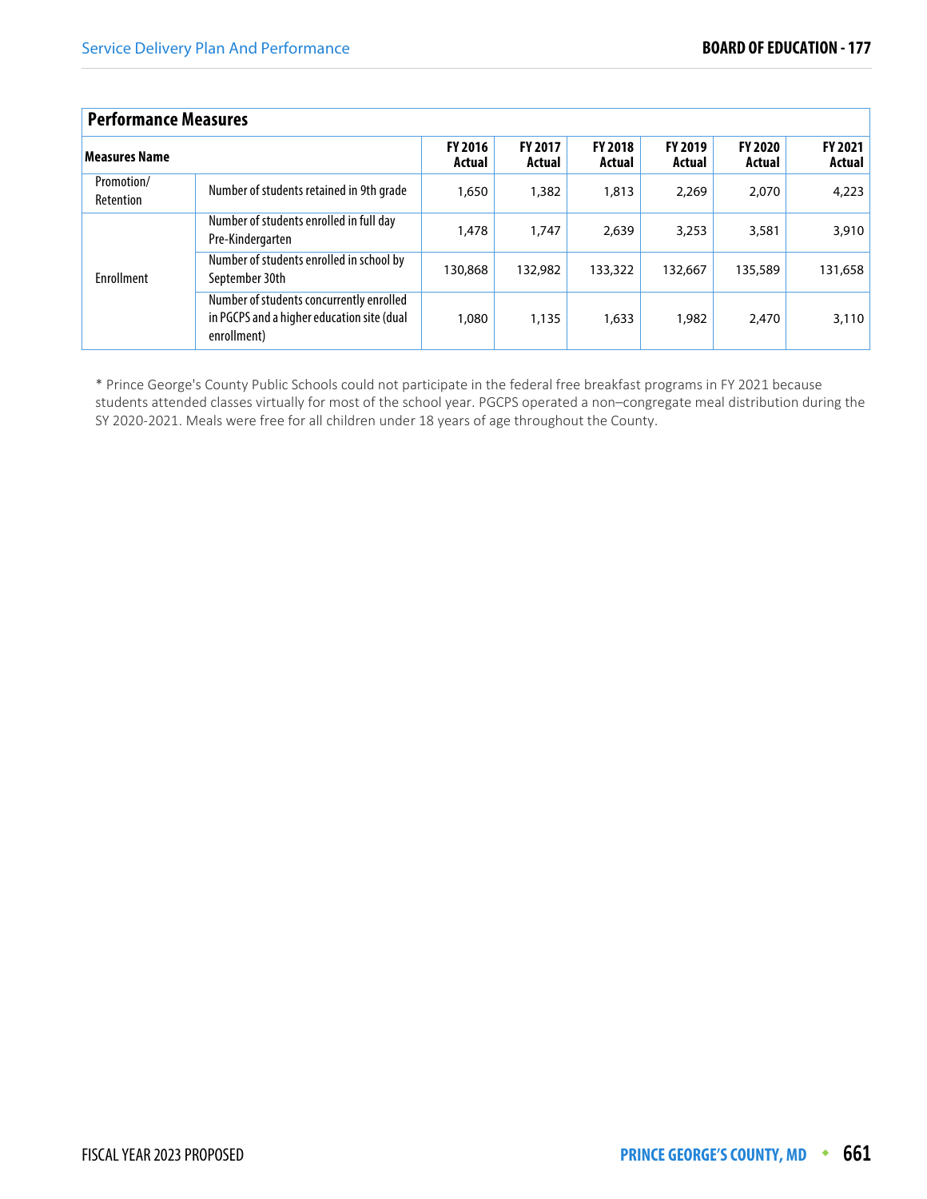## Performance Measures

| Measures Name | | FY 2016 Actual | FY 2017 Actual | FY 2018 Actual | FY 2019 Actual | FY 2020 Actual | FY 2021 Actual |
|---|---|---|---|---|---|---|---|
| Promotion/ Retention | Number of students retained in 9th grade | 1,650 | 1,382 | 1,813 | 2,269 | 2,070 | 4,223 |
| Enrollment | Number of students enrolled in full day Pre-Kindergarten | 1,478 | 1,747 | 2,639 | 3,253 | 3,581 | 3,910 |
| | Number of students enrolled in school by September 30th | 130,868 | 132,982 | 133,322 | 132,667 | 135,589 | 131,658 |
| | Number of students concurrently enrolled in PGCPS and a higher education site (dual enrollment) | 1,080 | 1,135 | 1,633 | 1,982 | 2,470 | 3,110 |

* Prince George's County Public Schools could not participate in the federal free breakfast programs in FY 2021 because students attended classes virtually for most of the school year. PGCPS operated a non–congregate meal distribution during the SY 2020-2021. Meals were free for all children under 18 years of age throughout the County.